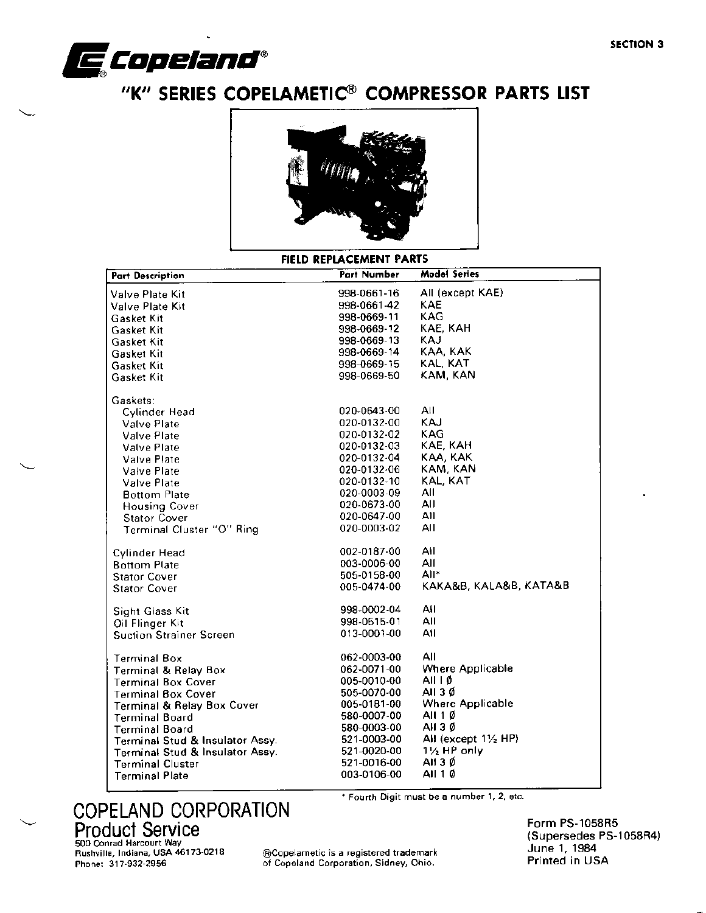SECTION 3

# Copeland®

## "K" SERIES COPELAMETIC® COMPRESSOR PARTS LIST

### FIELD REPLACEMENT PARTS

| Part Description | Part Number | Model Series |
|---|---|---|
| Valve Plate Kit | 998-0661-16 | All (except KAE) |
| Valve Plate Kit | 998-0661-42 | KAE |
| Gasket Kit | 998-0669-11 | KAG |
| Gasket Kit | 998-0669-12 | KAE, KAH |
| Gasket Kit | 998-0669-13 | KAJ |
| Gasket Kit | 998-0669-14 | KAA, KAK |
| Gasket Kit | 998-0669-15 | KAL, KAT |
| Gasket Kit | 998-0669-50 | KAM, KAN |
| Gaskets: | | |
| Cylinder Head | 020-0643-00 | All |
| Valve Plate | 020-0132-00 | KAJ |
| Valve Plate | 020-0132-02 | KAG |
| Valve Plate | 020-0132-03 | KAE, KAH |
| Valve Plate | 020-0132-04 | KAA, KAK |
| Valve Plate | 020-0132-06 | KAM, KAN |
| Valve Plate | 020-0132-10 | KAL, KAT |
| Bottom Plate | 020-0003-09 | All |
| Housing Cover | 020-0673-00 | All |
| Stator Cover | 020-0647-00 | All |
| Terminal Cluster "O" Ring | 020-0003-02 | All |
| Cylinder Head | 002-0187-00 | All |
| Bottom Plate | 003-0006-00 | All |
| Stator Cover | 505-0158-00 | All* |
| Stator Cover | 005-0474-00 | KAKA&B, KALA&B, KATA&B |
| Sight Glass Kit | 998-0002-04 | All |
| Oil Flinger Kit | 998-0515-01 | All |
| Suction Strainer Screen | 013-0001-00 | All |
| Terminal Box | 062-0003-00 | All |
| Terminal & Relay Box | 062-0071-00 | Where Applicable |
| Terminal Box Cover | 005-0010-00 | All 1 Ø |
| Terminal Box Cover | 505-0070-00 | All 3 Ø |
| Terminal & Relay Box Cover | 005-0181-00 | Where Applicable |
| Terminal Board | 580-0007-00 | All 1 Ø |
| Terminal Board | 580-0003-00 | All 3 Ø |
| Terminal Stud & Insulator Assy. | 521-0003-00 | All (except 1½ HP) |
| Terminal Stud & Insulator Assy. | 521-0020-00 | 1½ HP only |
| Terminal Cluster | 521-0016-00 | All 3 Ø |
| Terminal Plate | 003-0106-00 | All 1 Ø |

\* Fourth Digit must be a number 1, 2, etc.

**COPELAND CORPORATION**
**Product Service**
500 Conrad Harcourt Way
Rushville, Indiana, USA 46173-0218
Phone: 317-932-2956

®Copelametic is a registered trademark of Copeland Corporation, Sidney, Ohio.

Form PS-1058R5
(Supersedes PS-1058R4)
June 1, 1984
Printed in USA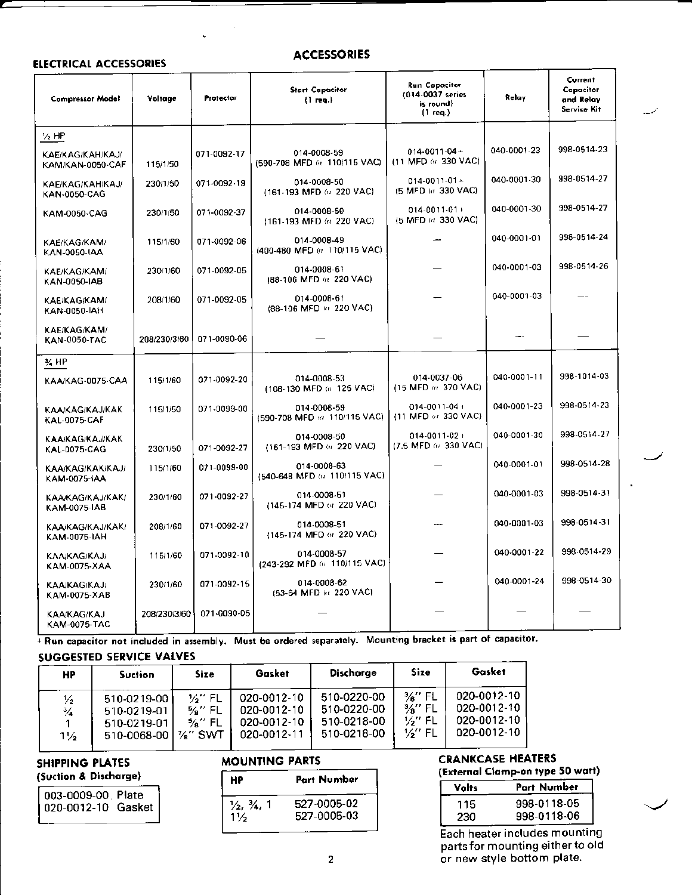# ACCESSORIES

## ELECTRICAL ACCESSORIES

| Compressor Model | Voltage | Protector | Start Capacitor (1 req.) | Run Capacitor (014-0037 series is round) (1 req.) | Relay | Current Capacitor and Relay Service Kit |
|---|---|---|---|---|---|---|
| ½ HP | | | | | | |
| KAE/KAG/KAH/KAJ/ KAM/KAN-0050-CAF | 115/1/50 | 071-0092-17 | 014-0008-59 (590-708 MFD @ 110/115 VAC) | 014-0011-04+ (11 MFD @ 330 VAC) | 040-0001-23 | 998-0514-23 |
| KAE/KAG/KAH/KAJ/ KAN-0050-CAG | 230/1/50 | 071-0092-19 | 014-0008-50 (161-193 MFD @ 220 VAC) | 014-0011-01+ (5 MFD @ 330 VAC) | 040-0001-30 | 998-0514-27 |
| KAM-0050-CAG | 230/1/50 | 071-0092-37 | 014-0008-50 (161-193 MFD @ 220 VAC) | 014-0011-01+ (5 MFD @ 330 VAC) | 040-0001-30 | 998-0514-27 |
| KAE/KAG/KAM/ KAN-0050-IAA | 115/1/60 | 071-0092-06 | 014-0008-49 (400-480 MFD @ 110/115 VAC) | — | 040-0001-01 | 998-0514-24 |
| KAE/KAG/KAM/ KAN-0050-IAB | 230/1/60 | 071-0092-05 | 014-0008-61 (88-106 MFD @ 220 VAC) | — | 040-0001-03 | 998-0514-26 |
| KAE/KAG/KAM/ KAN-0050-IAH | 208/1/60 | 071-0092-05 | 014-0008-61 (88-106 MFD @ 220 VAC) | — | 040-0001-03 | — |
| KAE/KAG/KAM/ KAN-0050-TAC | 208/230/3/60 | 071-0090-06 | — | — | — | — |
| ¾ HP | | | | | | |
| KAA/KAG-0075-CAA | 115/1/60 | 071-0092-20 | 014-0008-53 (108-130 MFD @ 125 VAC) | 014-0037-06 (15 MFD @ 370 VAC) | 040-0001-11 | 998-1014-03 |
| KAA/KAG/KAJ/KAK KAL-0075-CAF | 115/1/50 | 071-0099-00 | 014-0008-59 (590-708 MFD @ 110/115 VAC) | 014-0011-04+ (11 MFD @ 330 VAC) | 040-0001-23 | 998-0514-23 |
| KAA/KAG/KAJ/KAK KAL-0075-CAG | 230/1/50 | 071-0092-27 | 014-0008-50 (161-193 MFD @ 220 VAC) | 014-0011-02+ (7.5 MFD @ 330 VAC) | 040-0001-30 | 998-0514-27 |
| KAA/KAG/KAK/KAJ/ KAM-0075-IAA | 115/1/60 | 071-0099-00 | 014-0008-63 (540-648 MFD @ 110/115 VAC) | — | 040-0001-01 | 998-0514-28 |
| KAA/KAG/KAJ/KAK/ KAM-0075-IAB | 230/1/60 | 071-0092-27 | 014-0008-51 (145-174 MFD @ 220 VAC) | — | 040-0001-03 | 998-0514-31 |
| KAA/KAG/KAJ/KAK/ KAM-0075-IAH | 208/1/60 | 071-0092-27 | 014-0008-51 (145-174 MFD @ 220 VAC) | — | 040-0001-03 | 998-0514-31 |
| KAA/KAG/KAJ/ KAM-0075-XAA | 115/1/60 | 071-0092-10 | 014-0008-57 (243-292 MFD @ 110/115 VAC) | — | 040-0001-22 | 998-0514-29 |
| KAA/KAG/KAJ/ KAM-0075-XAB | 230/1/60 | 071-0092-15 | 014-0008-62 (53-64 MFD @ 220 VAC) | — | 040-0001-24 | 998-0514-30 |
| KAA/KAG/KAJ KAM-0075-TAC | 208/230/3/60 | 071-0090-05 | — | — | — | — |

+ **Run capacitor not included in assembly. Must be ordered separately. Mounting bracket is part of capacitor.**

## SUGGESTED SERVICE VALVES

| HP | Suction | Size | Gasket | Discharge | Size | Gasket |
|---|---|---|---|---|---|---|
| ½ | 510-0219-00 | ½" FL | 020-0012-10 | 510-0220-00 | ⅜" FL | 020-0012-10 |
| ¾ | 510-0219-01 | ⅝" FL | 020-0012-10 | 510-0220-00 | ⅜" FL | 020-0012-10 |
| 1 | 510-0219-01 | ⅝" FL | 020-0012-10 | 510-0218-00 | ½" FL | 020-0012-10 |
| 1½ | 510-0068-00 | ⅞" SWT | 020-0012-11 | 510-0218-00 | ½" FL | 020-0012-10 |

## SHIPPING PLATES

**(Suction & Discharge)**

003-0009-00 Plate
020-0012-10 Gasket

## MOUNTING PARTS

| HP | Part Number |
|---|---|
| ½, ¾, 1 | 527-0005-02 |
| 1½ | 527-0005-03 |

## CRANKCASE HEATERS

**(External Clamp-on type 50 watt)**

| Volts | Part Number |
|---|---|
| 115 | 998-0118-05 |
| 230 | 998-0118-06 |

Each heater includes mounting parts for mounting either to old or new style bottom plate.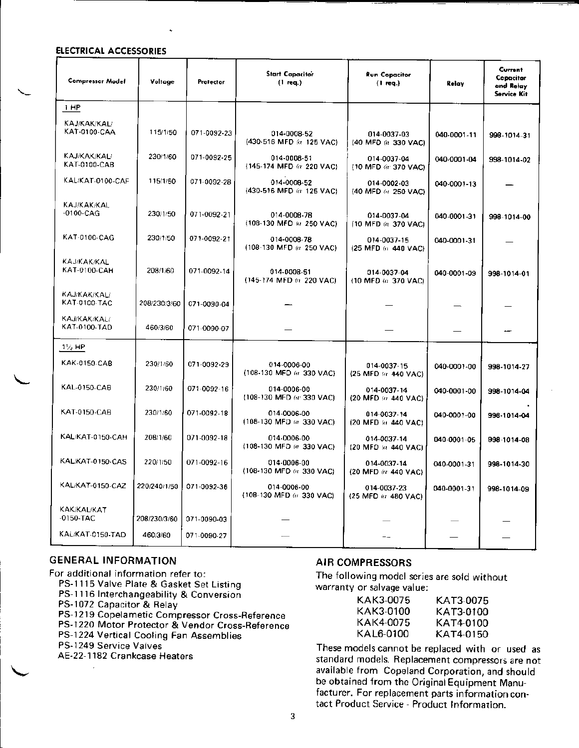## ELECTRICAL ACCESSORIES

| Compressor Model | Voltage | Protector | Start Capacitor (1 req.) | Run Capacitor (1 req.) | Relay | Current Capacitor and Relay Service Kit |
|---|---|---|---|---|---|---|
| 1 HP | | | | | | |
| KAJ/KAK/KAL/ KAT-0100-CAA | 115/1/50 | 071-0092-23 | 014-0008-52 (430-516 MFD @ 125 VAC) | 014-0037-03 (40 MFD @ 330 VAC) | 040-0001-11 | 998-1014-31 |
| KAJ/KAK/KAL/ KAT-0100-CAB | 230/1/60 | 071-0092-25 | 014-0008-51 (145-174 MFD @ 220 VAC) | 014-0037-04 (10 MFD @ 370 VAC) | 040-0001-04 | 998-1014-02 |
| KAL/KAT-0100-CAF | 115/1/50 | 071-0092-28 | 014-0008-52 (430-516 MFD @ 125 VAC) | 014-0002-03 (40 MFD @ 250 VAC) | 040-0001-13 | — |
| KAJ/KAK/KAL -0100-CAG | 230/1/50 | 071-0092-21 | 014-0008-78 (108-130 MFD @ 250 VAC) | 014-0037-04 (10 MFD @ 370 VAC) | 040-0001-31 | 998-1014-00 |
| KAT-0100-CAG | 230/1/50 | 071-0092-21 | 014-0008-78 (108-130 MFD @ 250 VAC) | 014-0037-15 (25 MFD @ 440 VAC) | 040-0001-31 | — |
| KAJ/KAK/KAL KAT-0100-CAH | 208/1/60 | 071-0092-14 | 014-0008-51 (145-174 MFD @ 220 VAC) | 014-0037-04 (10 MFD @ 370 VAC) | 040-0001-09 | 998-1014-01 |
| KAJ/KAK/KAL/ KAT-0100-TAC | 208/230/3/60 | 071-0090-04 | — | — | — | — |
| KAJ/KAK/KAL/ KAT-0100-TAD | 460/3/60 | 071-0090-07 | — | — | — | — |
| 1½ HP | | | | | | |
| KAK-0150-CAB | 230/1/60 | 071-0092-29 | 014-0006-00 (108-130 MFD @ 330 VAC) | 014-0037-15 (25 MFD @ 440 VAC) | 040-0001-00 | 998-1014-27 |
| KAL-0150-CAB | 230/1/60 | 071-0092-16 | 014-0006-00 (108-130 MFD @ 330 VAC) | 014-0037-14 (20 MFD @ 440 VAC) | 040-0001-00 | 998-1014-04 |
| KAT-0150-CAB | 230/1/60 | 071-0092-18 | 014-0006-00 (108-130 MFD @ 330 VAC) | 014-0037-14 (20 MFD @ 440 VAC) | 040-0001-00 | 998-1014-04 |
| KAL/KAT-0150-CAH | 208/1/60 | 071-0092-18 | 014-0006-00 (108-130 MFD @ 330 VAC) | 014-0037-14 (20 MFD @ 440 VAC) | 040-0001-05 | 998-1014-08 |
| KAL/KAT-0150-CAS | 220/1/50 | 071-0092-16 | 014-0006-00 (108-130 MFD @ 330 VAC) | 014-0037-14 (20 MFD @ 440 VAC) | 040-0001-31 | 998-1014-30 |
| KAL/KAT-0150-CAZ | 220/240/1/50 | 071-0092-36 | 014-0006-00 (108-130 MFD @ 330 VAC) | 014-0037-23 (25 MFD @ 480 VAC) | 040-0001-31 | 998-1014-09 |
| KAK/KAL/KAT -0150-TAC | 208/230/3/60 | 071-0090-03 | — | — | — | — |
| KAL/KAT-0150-TAD | 460/3/60 | 071-0090-27 | — | — | — | — |

## GENERAL INFORMATION

For additional information refer to:

- PS-1115 Valve Plate & Gasket Set Listing
- PS-1116 Interchangeability & Conversion
- PS-1072 Capacitor & Relay
- PS-1219 Copelametic Compressor Cross-Reference
- PS-1220 Motor Protector & Vendor Cross-Reference
- PS-1224 Vertical Cooling Fan Assemblies
- PS-1249 Service Valves
- AE-22-1182 Crankcase Heaters

## AIR COMPRESSORS

The following model series are sold without warranty or salvage value:

| | |
|---|---|
| KAK3-0075 | KAT3-0075 |
| KAK3-0100 | KAT3-0100 |
| KAK4-0075 | KAT4-0100 |
| KAL6-0100 | KAT4-0150 |

These models cannot be replaced with or used as standard models. Replacement compressors are not available from Copeland Corporation, and should be obtained from the Original Equipment Manufacturer. For replacement parts information contact Product Service - Product Information.